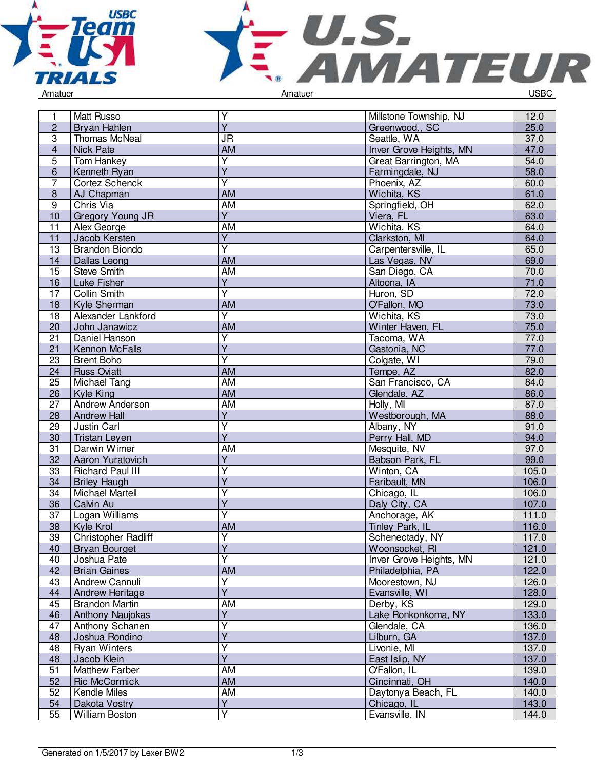Amatuer | Amatuer | USBC

| | | | | |
|---|---|---|---|---|
| 1 | Matt Russo | Y | Millstone Township, NJ | 12.0 |
| 2 | Bryan Hahlen | Y | Greenwood,, SC | 25.0 |
| 3 | Thomas McNeal | JR | Seattle, WA | 37.0 |
| 4 | Nick Pate | AM | Inver Grove Heights, MN | 47.0 |
| 5 | Tom Hankey | Y | Great Barrington, MA | 54.0 |
| 6 | Kenneth Ryan | Y | Farmingdale, NJ | 58.0 |
| 7 | Cortez Schenck | Y | Phoenix, AZ | 60.0 |
| 8 | AJ Chapman | AM | Wichita, KS | 61.0 |
| 9 | Chris Via | AM | Springfield, OH | 62.0 |
| 10 | Gregory Young JR | Y | Viera, FL | 63.0 |
| 11 | Alex George | AM | Wichita, KS | 64.0 |
| 11 | Jacob Kersten | Y | Clarkston, MI | 64.0 |
| 13 | Brandon Biondo | Y | Carpentersville, IL | 65.0 |
| 14 | Dallas Leong | AM | Las Vegas, NV | 69.0 |
| 15 | Steve Smith | AM | San Diego, CA | 70.0 |
| 16 | Luke Fisher | Y | Altoona, IA | 71.0 |
| 17 | Collin Smith | Y | Huron, SD | 72.0 |
| 18 | Kyle Sherman | AM | O'Fallon, MO | 73.0 |
| 18 | Alexander Lankford | Y | Wichita, KS | 73.0 |
| 20 | John Janawicz | AM | Winter Haven, FL | 75.0 |
| 21 | Daniel Hanson | Y | Tacoma, WA | 77.0 |
| 21 | Kennon McFalls | Y | Gastonia, NC | 77.0 |
| 23 | Brent Boho | Y | Colgate, WI | 79.0 |
| 24 | Russ Oviatt | AM | Tempe, AZ | 82.0 |
| 25 | Michael Tang | AM | San Francisco, CA | 84.0 |
| 26 | Kyle King | AM | Glendale, AZ | 86.0 |
| 27 | Andrew Anderson | AM | Holly, MI | 87.0 |
| 28 | Andrew Hall | Y | Westborough, MA | 88.0 |
| 29 | Justin Carl | Y | Albany, NY | 91.0 |
| 30 | Tristan Leyen | Y | Perry Hall, MD | 94.0 |
| 31 | Darwin Wimer | AM | Mesquite, NV | 97.0 |
| 32 | Aaron Yuratovich | Y | Babson Park, FL | 99.0 |
| 33 | Richard Paul III | Y | Winton, CA | 105.0 |
| 34 | Briley Haugh | Y | Faribault, MN | 106.0 |
| 34 | Michael Martell | Y | Chicago, IL | 106.0 |
| 36 | Calvin Au | Y | Daly City, CA | 107.0 |
| 37 | Logan Williams | Y | Anchorage, AK | 111.0 |
| 38 | Kyle Krol | AM | Tinley Park, IL | 116.0 |
| 39 | Christopher Radliff | Y | Schenectady, NY | 117.0 |
| 40 | Bryan Bourget | Y | Woonsocket, RI | 121.0 |
| 40 | Joshua Pate | Y | Inver Grove Heights, MN | 121.0 |
| 42 | Brian Gaines | AM | Philadelphia, PA | 122.0 |
| 43 | Andrew Cannuli | Y | Moorestown, NJ | 126.0 |
| 44 | Andrew Heritage | Y | Evansville, WI | 128.0 |
| 45 | Brandon Martin | AM | Derby, KS | 129.0 |
| 46 | Anthony Naujokas | Y | Lake Ronkonkoma, NY | 133.0 |
| 47 | Anthony Schanen | Y | Glendale, CA | 136.0 |
| 48 | Joshua Rondino | Y | Lilburn, GA | 137.0 |
| 48 | Ryan Winters | Y | Livonie, MI | 137.0 |
| 48 | Jacob Klein | Y | East Islip, NY | 137.0 |
| 51 | Matthew Farber | AM | O'Fallon, IL | 139.0 |
| 52 | Ric McCormick | AM | Cincinnati, OH | 140.0 |
| 52 | Kendle Miles | AM | Daytonya Beach, FL | 140.0 |
| 54 | Dakota Vostry | Y | Chicago, IL | 143.0 |
| 55 | William Boston | Y | Evansville, IN | 144.0 |

Generated on 1/5/2017 by Lexer BW2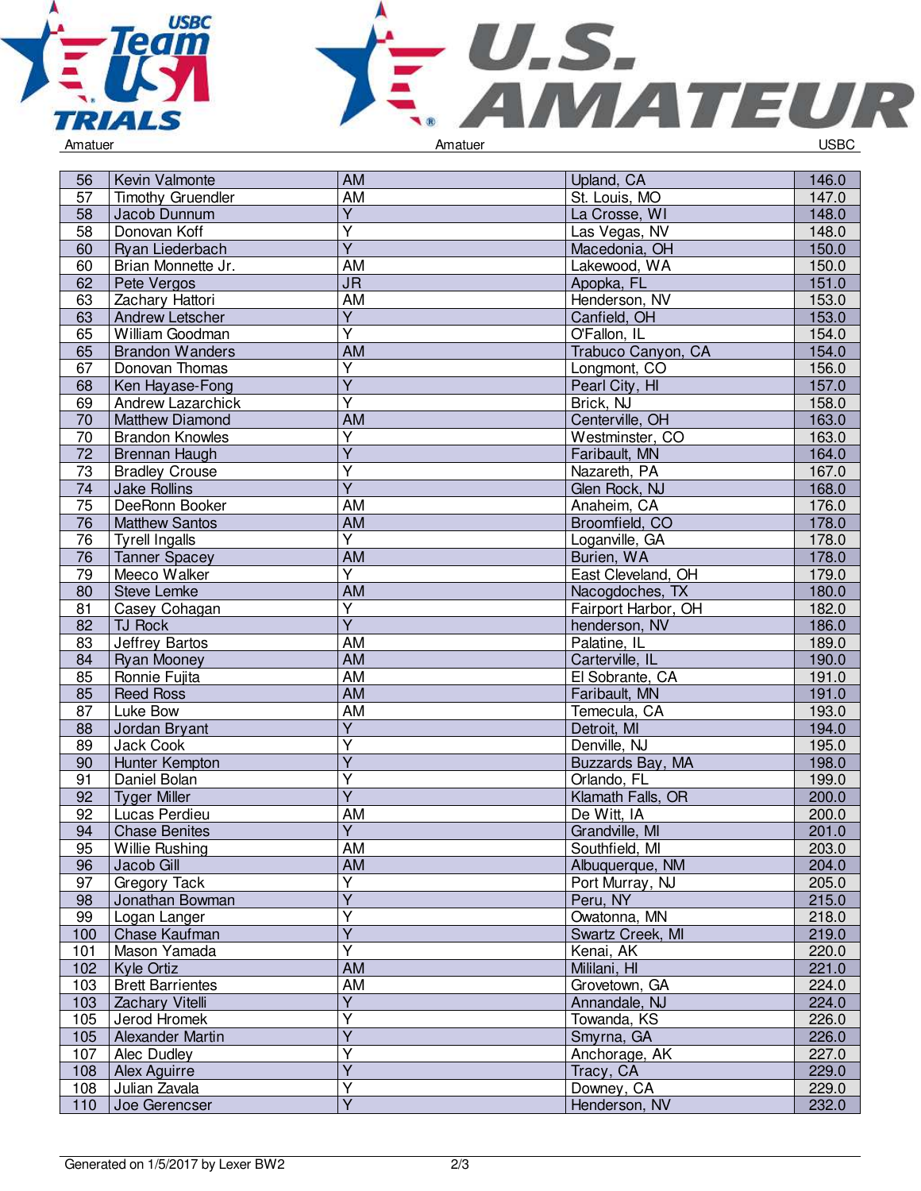| | | | | |
|---|---|---|---|---|
| 56 | Kevin Valmonte | AM | Upland, CA | 146.0 |
| 57 | Timothy Gruendler | AM | St. Louis, MO | 147.0 |
| 58 | Jacob Dunnum | Y | La Crosse, WI | 148.0 |
| 58 | Donovan Koff | Y | Las Vegas, NV | 148.0 |
| 60 | Ryan Liederbach | Y | Macedonia, OH | 150.0 |
| 60 | Brian Monnette Jr. | AM | Lakewood, WA | 150.0 |
| 62 | Pete Vergos | JR | Apopka, FL | 151.0 |
| 63 | Zachary Hattori | AM | Henderson, NV | 153.0 |
| 63 | Andrew Letscher | Y | Canfield, OH | 153.0 |
| 65 | William Goodman | Y | O'Fallon, IL | 154.0 |
| 65 | Brandon Wanders | AM | Trabuco Canyon, CA | 154.0 |
| 67 | Donovan Thomas | Y | Longmont, CO | 156.0 |
| 68 | Ken Hayase-Fong | Y | Pearl City, HI | 157.0 |
| 69 | Andrew Lazarchick | Y | Brick, NJ | 158.0 |
| 70 | Matthew Diamond | AM | Centerville, OH | 163.0 |
| 70 | Brandon Knowles | Y | Westminster, CO | 163.0 |
| 72 | Brennan Haugh | Y | Faribault, MN | 164.0 |
| 73 | Bradley Crouse | Y | Nazareth, PA | 167.0 |
| 74 | Jake Rollins | Y | Glen Rock, NJ | 168.0 |
| 75 | DeeRonn Booker | AM | Anaheim, CA | 176.0 |
| 76 | Matthew Santos | AM | Broomfield, CO | 178.0 |
| 76 | Tyrell Ingalls | Y | Loganville, GA | 178.0 |
| 76 | Tanner Spacey | AM | Burien, WA | 178.0 |
| 79 | Meeco Walker | Y | East Cleveland, OH | 179.0 |
| 80 | Steve Lemke | AM | Nacogdoches, TX | 180.0 |
| 81 | Casey Cohagan | Y | Fairport Harbor, OH | 182.0 |
| 82 | TJ Rock | Y | henderson, NV | 186.0 |
| 83 | Jeffrey Bartos | AM | Palatine, IL | 189.0 |
| 84 | Ryan Mooney | AM | Carterville, IL | 190.0 |
| 85 | Ronnie Fujita | AM | El Sobrante, CA | 191.0 |
| 85 | Reed Ross | AM | Faribault, MN | 191.0 |
| 87 | Luke Bow | AM | Temecula, CA | 193.0 |
| 88 | Jordan Bryant | Y | Detroit, MI | 194.0 |
| 89 | Jack Cook | Y | Denville, NJ | 195.0 |
| 90 | Hunter Kempton | Y | Buzzards Bay, MA | 198.0 |
| 91 | Daniel Bolan | Y | Orlando, FL | 199.0 |
| 92 | Tyger Miller | Y | Klamath Falls, OR | 200.0 |
| 92 | Lucas Perdieu | AM | De Witt, IA | 200.0 |
| 94 | Chase Benites | Y | Grandville, MI | 201.0 |
| 95 | Willie Rushing | AM | Southfield, MI | 203.0 |
| 96 | Jacob Gill | AM | Albuquerque, NM | 204.0 |
| 97 | Gregory Tack | Y | Port Murray, NJ | 205.0 |
| 98 | Jonathan Bowman | Y | Peru, NY | 215.0 |
| 99 | Logan Langer | Y | Owatonna, MN | 218.0 |
| 100 | Chase Kaufman | Y | Swartz Creek, MI | 219.0 |
| 101 | Mason Yamada | Y | Kenai, AK | 220.0 |
| 102 | Kyle Ortiz | AM | Mililani, HI | 221.0 |
| 103 | Brett Barrientes | AM | Grovetown, GA | 224.0 |
| 103 | Zachary Vitelli | Y | Annandale, NJ | 224.0 |
| 105 | Jerod Hromek | Y | Towanda, KS | 226.0 |
| 105 | Alexander Martin | Y | Smyrna, GA | 226.0 |
| 107 | Alec Dudley | Y | Anchorage, AK | 227.0 |
| 108 | Alex Aguirre | Y | Tracy, CA | 229.0 |
| 108 | Julian Zavala | Y | Downey, CA | 229.0 |
| 110 | Joe Gerencser | Y | Henderson, NV | 232.0 |

Generated on 1/5/2017 by Lexer BW2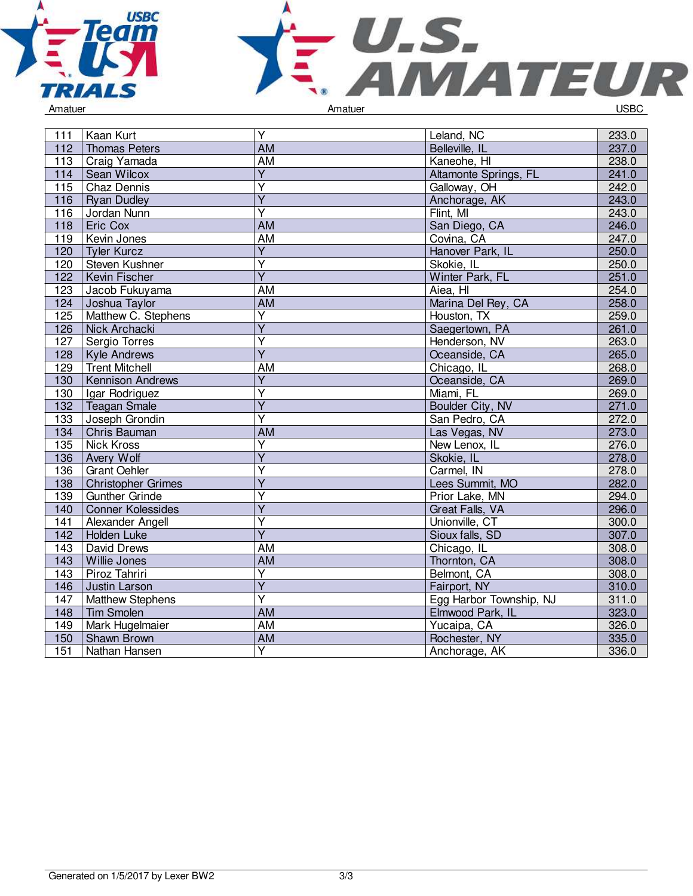| | | | | |
|---|---|---|---|---|
| 111 | Kaan Kurt | Y | Leland, NC | 233.0 |
| 112 | Thomas Peters | AM | Belleville, IL | 237.0 |
| 113 | Craig Yamada | AM | Kaneohe, HI | 238.0 |
| 114 | Sean Wilcox | Y | Altamonte Springs, FL | 241.0 |
| 115 | Chaz Dennis | Y | Galloway, OH | 242.0 |
| 116 | Ryan Dudley | Y | Anchorage, AK | 243.0 |
| 116 | Jordan Nunn | Y | Flint, MI | 243.0 |
| 118 | Eric Cox | AM | San Diego, CA | 246.0 |
| 119 | Kevin Jones | AM | Covina, CA | 247.0 |
| 120 | Tyler Kurcz | Y | Hanover Park, IL | 250.0 |
| 120 | Steven Kushner | Y | Skokie, IL | 250.0 |
| 122 | Kevin Fischer | Y | Winter Park, FL | 251.0 |
| 123 | Jacob Fukuyama | AM | Aiea, HI | 254.0 |
| 124 | Joshua Taylor | AM | Marina Del Rey, CA | 258.0 |
| 125 | Matthew C. Stephens | Y | Houston, TX | 259.0 |
| 126 | Nick Archacki | Y | Saegertown, PA | 261.0 |
| 127 | Sergio Torres | Y | Henderson, NV | 263.0 |
| 128 | Kyle Andrews | Y | Oceanside, CA | 265.0 |
| 129 | Trent Mitchell | AM | Chicago, IL | 268.0 |
| 130 | Kennison Andrews | Y | Oceanside, CA | 269.0 |
| 130 | Igar Rodriguez | Y | Miami, FL | 269.0 |
| 132 | Teagan Smale | Y | Boulder City, NV | 271.0 |
| 133 | Joseph Grondin | Y | San Pedro, CA | 272.0 |
| 134 | Chris Bauman | AM | Las Vegas, NV | 273.0 |
| 135 | Nick Kross | Y | New Lenox, IL | 276.0 |
| 136 | Avery Wolf | Y | Skokie, IL | 278.0 |
| 136 | Grant Oehler | Y | Carmel, IN | 278.0 |
| 138 | Christopher Grimes | Y | Lees Summit, MO | 282.0 |
| 139 | Gunther Grinde | Y | Prior Lake, MN | 294.0 |
| 140 | Conner Kolessides | Y | Great Falls, VA | 296.0 |
| 141 | Alexander Angell | Y | Unionville, CT | 300.0 |
| 142 | Holden Luke | Y | Sioux falls, SD | 307.0 |
| 143 | David Drews | AM | Chicago, IL | 308.0 |
| 143 | Willie Jones | AM | Thornton, CA | 308.0 |
| 143 | Piroz Tahriri | Y | Belmont, CA | 308.0 |
| 146 | Justin Larson | Y | Fairport, NY | 310.0 |
| 147 | Matthew Stephens | Y | Egg Harbor Township, NJ | 311.0 |
| 148 | Tim Smolen | AM | Elmwood Park, IL | 323.0 |
| 149 | Mark Hugelmaier | AM | Yucaipa, CA | 326.0 |
| 150 | Shawn Brown | AM | Rochester, NY | 335.0 |
| 151 | Nathan Hansen | Y | Anchorage, AK | 336.0 |

Generated on 1/5/2017 by Lexer BW2